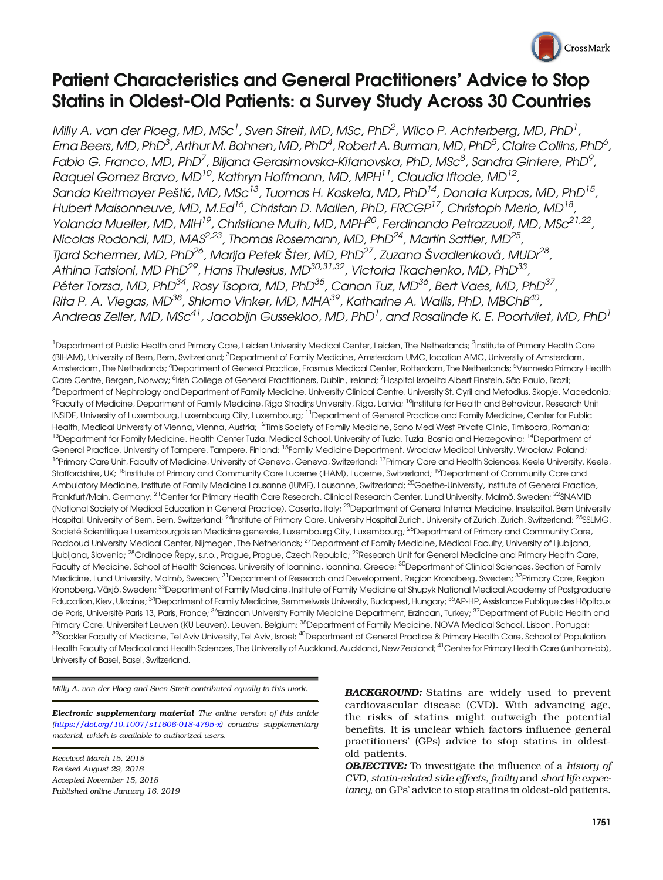# Patient Characteristics and General Practitioners' Advice to Stop Statins in Oldest-Old Patients: a Survey Study Across 30 Countries

*Milly A. van der Ploeg, MD, MSc[1], Sven Streit, MD, MSc, PhD[2], Wilco P. Achterberg, MD, PhD[1], Erna Beers, MD, PhD[3], Arthur M. Bohnen, MD, PhD[4], Robert A. Burman, MD, PhD[5], Claire Collins, PhD[6], Fabio G. Franco, MD, PhD[7], Biljana Gerasimovska-Kitanovska, PhD, MSc[8], Sandra Gintere, PhD[9], Raquel Gomez Bravo, MD[10], Kathryn Hoffmann, MD, MPH[11], Claudia Iftode, MD[12], Sanda Kreitmayer Peštić, MD, MSc[13], Tuomas H. Koskela, MD, PhD[14], Donata Kurpas, MD, PhD[15], Hubert Maisonneuve, MD, M.Ed[16], Christan D. Mallen, PhD, FRCGP[17], Christoph Merlo, MD[18], Yolanda Mueller, MD, MIH[19], Christiane Muth, MD, MPH[20], Ferdinando Petrazzuoli, MD, MSc[21,22], Nicolas Rodondi, MD, MAS[2,23], Thomas Rosemann, MD, PhD[24], Martin Sattler, MD[25], Tjard Schermer, MD, PhD[26], Marija Petek Šter, MD, PhD[27], Zuzana Švadlenková, MUDr[28], Athina Tatsioni, MD PhD[29], Hans Thulesius, MD[30,31,32], Victoria Tkachenko, MD, PhD[33], Péter Torzsa, MD, PhD[34], Rosy Tsopra, MD, PhD[35], Canan Tuz, MD[36], Bert Vaes, MD, PhD[37], Rita P. A. Viegas, MD[38], Shlomo Vinker, MD, MHA[39], Katharine A. Wallis, PhD, MBChB[40], Andreas Zeller, MD, MSc[41], Jacobijn Gussekloo, MD, PhD[1], and Rosalinde K. E. Poortvliet, MD, PhD[1]*

[1]Department of Public Health and Primary Care, Leiden University Medical Center, Leiden, The Netherlands; [2]Institute of Primary Health Care (BIHAM), University of Bern, Bern, Switzerland; [3]Department of Family Medicine, Amsterdam UMC, location AMC, University of Amsterdam, Amsterdam, The Netherlands; [4]Department of General Practice, Erasmus Medical Center, Rotterdam, The Netherlands; [5]Vennesla Primary Health Care Centre, Bergen, Norway; [6]Irish College of General Practitioners, Dublin, Ireland; [7]Hospital Israelita Albert Einstein, São Paulo, Brazil; [8]Department of Nephrology and Department of Family Medicine, University Clinical Centre, University St. Cyril and Metodius, Skopje, Macedonia; [9]Faculty of Medicine, Department of Family Medicine, Riga Stradiņs University, Riga, Latvia; [10]Institute for Health and Behaviour, Research Unit INSIDE, University of Luxembourg, Luxembourg City, Luxembourg; [11]Department of General Practice and Family Medicine, Center for Public Health, Medical University of Vienna, Vienna, Austria; [12]Timis Society of Family Medicine, Sano Med West Private Clinic, Timisoara, Romania; [13]Department for Family Medicine, Health Center Tuzla, Medical School, University of Tuzla, Tuzla, Bosnia and Herzegovina; [14]Department of General Practice, University of Tampere, Tampere, Finland; [15]Family Medicine Department, Wroclaw Medical University, Wrocław, Poland; [16]Primary Care Unit, Faculty of Medicine, University of Geneva, Geneva, Switzerland; [17]Primary Care and Health Sciences, Keele University, Keele, Staffordshire, UK; [18]Institute of Primary and Community Care Lucerne (IHAM), Lucerne, Switzerland; [19]Department of Community Care and Ambulatory Medicine, Institute of Family Medicine Lausanne (IUMF), Lausanne, Switzerland; [20]Goethe-University, Institute of General Practice, Frankfurt/Main, Germany; [21]Center for Primary Health Care Research, Clinical Research Center, Lund University, Malmö, Sweden; [22]SNAMID (National Society of Medical Education in General Practice), Caserta, Italy; [23]Department of General Internal Medicine, Inselspital, Bern University Hospital, University of Bern, Bern, Switzerland; [24]Institute of Primary Care, University Hospital Zurich, University of Zurich, Zurich, Switzerland; [25]SSLMG, Societé Scientifique Luxembourgois en Medicine generale, Luxembourg City, Luxembourg; [26]Department of Primary and Community Care, Radboud University Medical Center, Nijmegen, The Netherlands; [27]Department of Family Medicine, Medical Faculty, University of Ljubljana, Ljubljana, Slovenia; [28]Ordinace Řepy, s.r.o., Prague, Prague, Czech Republic; [29]Research Unit for General Medicine and Primary Health Care, Faculty of Medicine, School of Health Sciences, University of Ioannina, Ioannina, Greece; [30]Department of Clinical Sciences, Section of Family Medicine, Lund University, Malmö, Sweden; [31]Department of Research and Development, Region Kronoberg, Sweden; [32]Primary Care, Region Kronoberg, Växjö, Sweden; [33]Department of Family Medicine, Institute of Family Medicine at Shupyk National Medical Academy of Postgraduate Education, Kiev, Ukraine; [34]Department of Family Medicine, Semmelweis University, Budapest, Hungary; [35]AP-HP, Assistance Publique des Hôpitaux de Paris, Université Paris 13, Paris, France; [36]Erzincan University Family Medicine Department, Erzincan, Turkey; [37]Department of Public Health and Primary Care, Universiteit Leuven (KU Leuven), Leuven, Belgium; [38]Department of Family Medicine, NOVA Medical School, Lisbon, Portugal; [39]Sackler Faculty of Medicine, Tel Aviv University, Tel Aviv, Israel; [40]Department of General Practice & Primary Health Care, School of Population Health Faculty of Medical and Health Sciences, The University of Auckland, Auckland, New Zealand; [41]Centre for Primary Health Care (uniham-bb), University of Basel, Basel, Switzerland.

*Milly A. van der Ploeg and Sven Streit contributed equally to this work.*

***Electronic supplementary material*** *The online version of this article (https://doi.org/10.1007/s11606-018-4795-x) contains supplementary material, which is available to authorized users.*

*Received March 15, 2018*
*Revised August 29, 2018*
*Accepted November 15, 2018*
*Published online January 16, 2019*

***BACKGROUND:*** Statins are widely used to prevent cardiovascular disease (CVD). With advancing age, the risks of statins might outweigh the potential benefits. It is unclear which factors influence general practitioners' (GPs) advice to stop statins in oldest-old patients.

***OBJECTIVE:*** To investigate the influence of a *history of CVD*, *statin-related side effects*, *frailty* and *short life expectancy*, on GPs' advice to stop statins in oldest-old patients.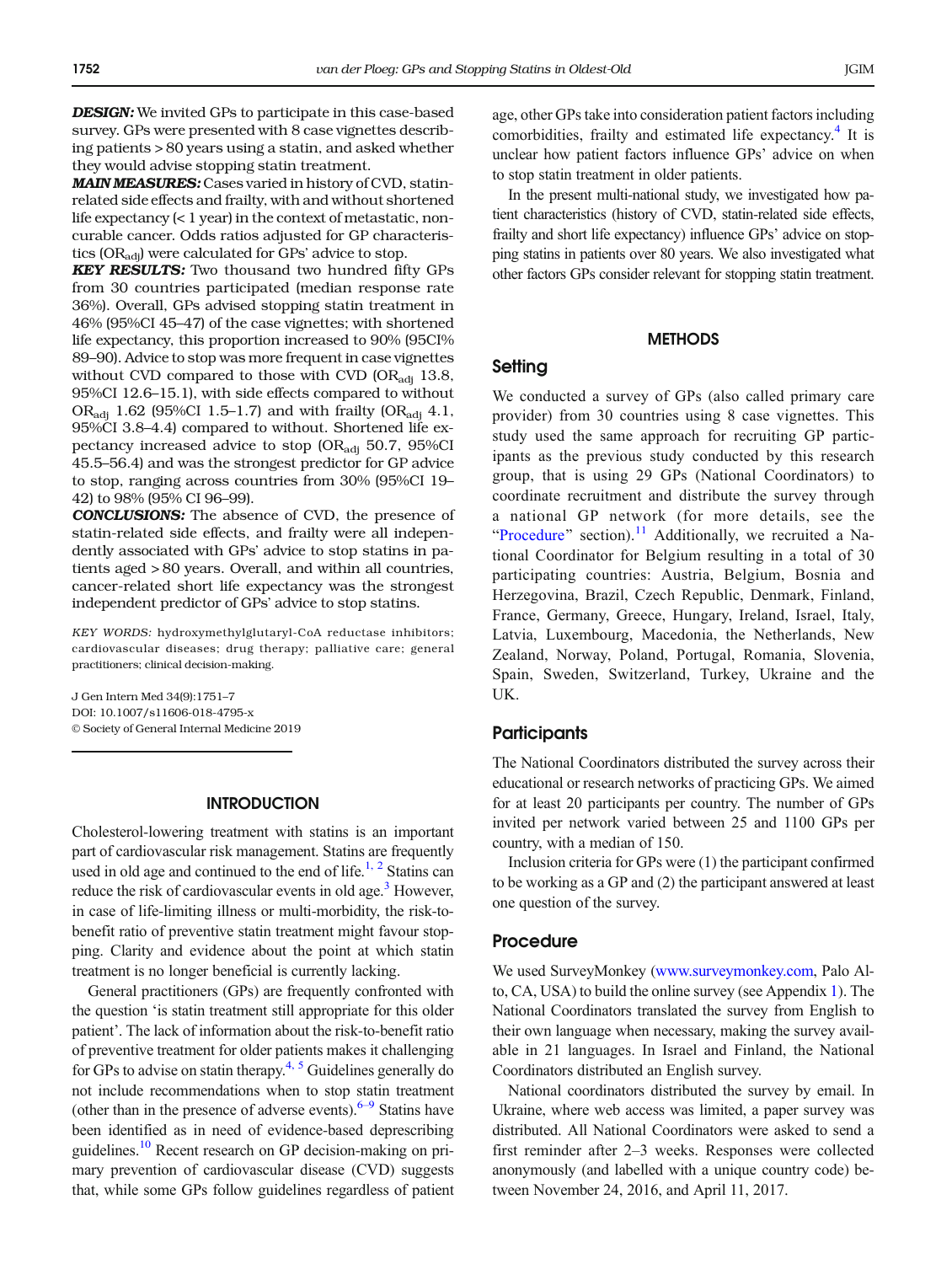**DESIGN:** We invited GPs to participate in this case-based survey. GPs were presented with 8 case vignettes describing patients > 80 years using a statin, and asked whether they would advise stopping statin treatment.

**MAIN MEASURES:** Cases varied in history of CVD, statin-related side effects and frailty, with and without shortened life expectancy (< 1 year) in the context of metastatic, non-curable cancer. Odds ratios adjusted for GP characteristics ($OR_{adj}$) were calculated for GPs' advice to stop.

**KEY RESULTS:** Two thousand two hundred fifty GPs from 30 countries participated (median response rate 36%). Overall, GPs advised stopping statin treatment in 46% (95%CI 45–47) of the case vignettes; with shortened life expectancy, this proportion increased to 90% (95CI% 89–90). Advice to stop was more frequent in case vignettes without CVD compared to those with CVD ($OR_{adj}$ 13.8, 95%CI 12.6–15.1), with side effects compared to without $OR_{adj}$ 1.62 (95%CI 1.5–1.7) and with frailty ($OR_{adj}$ 4.1, 95%CI 3.8–4.4) compared to without. Shortened life expectancy increased advice to stop ($OR_{adj}$ 50.7, 95%CI 45.5–56.4) and was the strongest predictor for GP advice to stop, ranging across countries from 30% (95%CI 19–42) to 98% (95% CI 96–99).

**CONCLUSIONS:** The absence of CVD, the presence of statin-related side effects, and frailty were all independently associated with GPs' advice to stop statins in patients aged > 80 years. Overall, and within all countries, cancer-related short life expectancy was the strongest independent predictor of GPs' advice to stop statins.

*KEY WORDS:* hydroxymethylglutaryl-CoA reductase inhibitors; cardiovascular diseases; drug therapy; palliative care; general practitioners; clinical decision-making.

J Gen Intern Med 34(9):1751–7
DOI: 10.1007/s11606-018-4795-x
© Society of General Internal Medicine 2019

## INTRODUCTION

Cholesterol-lowering treatment with statins is an important part of cardiovascular risk management. Statins are frequently used in old age and continued to the end of life.[1, 2] Statins can reduce the risk of cardiovascular events in old age.[3] However, in case of life-limiting illness or multi-morbidity, the risk-to-benefit ratio of preventive statin treatment might favour stopping. Clarity and evidence about the point at which statin treatment is no longer beneficial is currently lacking.

General practitioners (GPs) are frequently confronted with the question 'is statin treatment still appropriate for this older patient'. The lack of information about the risk-to-benefit ratio of preventive treatment for older patients makes it challenging for GPs to advise on statin therapy.[4, 5] Guidelines generally do not include recommendations when to stop statin treatment (other than in the presence of adverse events).[6–9] Statins have been identified as in need of evidence-based deprescribing guidelines.[10] Recent research on GP decision-making on primary prevention of cardiovascular disease (CVD) suggests that, while some GPs follow guidelines regardless of patient age, other GPs take into consideration patient factors including comorbidities, frailty and estimated life expectancy.[4] It is unclear how patient factors influence GPs' advice on when to stop statin treatment in older patients.

In the present multi-national study, we investigated how patient characteristics (history of CVD, statin-related side effects, frailty and short life expectancy) influence GPs' advice on stopping statins in patients over 80 years. We also investigated what other factors GPs consider relevant for stopping statin treatment.

## METHODS

### Setting

We conducted a survey of GPs (also called primary care provider) from 30 countries using 8 case vignettes. This study used the same approach for recruiting GP participants as the previous study conducted by this research group, that is using 29 GPs (National Coordinators) to coordinate recruitment and distribute the survey through a national GP network (for more details, see the "Procedure" section).[11] Additionally, we recruited a National Coordinator for Belgium resulting in a total of 30 participating countries: Austria, Belgium, Bosnia and Herzegovina, Brazil, Czech Republic, Denmark, Finland, France, Germany, Greece, Hungary, Ireland, Israel, Italy, Latvia, Luxembourg, Macedonia, the Netherlands, New Zealand, Norway, Poland, Portugal, Romania, Slovenia, Spain, Sweden, Switzerland, Turkey, Ukraine and the UK.

### Participants

The National Coordinators distributed the survey across their educational or research networks of practicing GPs. We aimed for at least 20 participants per country. The number of GPs invited per network varied between 25 and 1100 GPs per country, with a median of 150.

Inclusion criteria for GPs were (1) the participant confirmed to be working as a GP and (2) the participant answered at least one question of the survey.

### Procedure

We used SurveyMonkey (www.surveymonkey.com, Palo Alto, CA, USA) to build the online survey (see Appendix 1). The National Coordinators translated the survey from English to their own language when necessary, making the survey available in 21 languages. In Israel and Finland, the National Coordinators distributed an English survey.

National coordinators distributed the survey by email. In Ukraine, where web access was limited, a paper survey was distributed. All National Coordinators were asked to send a first reminder after 2–3 weeks. Responses were collected anonymously (and labelled with a unique country code) between November 24, 2016, and April 11, 2017.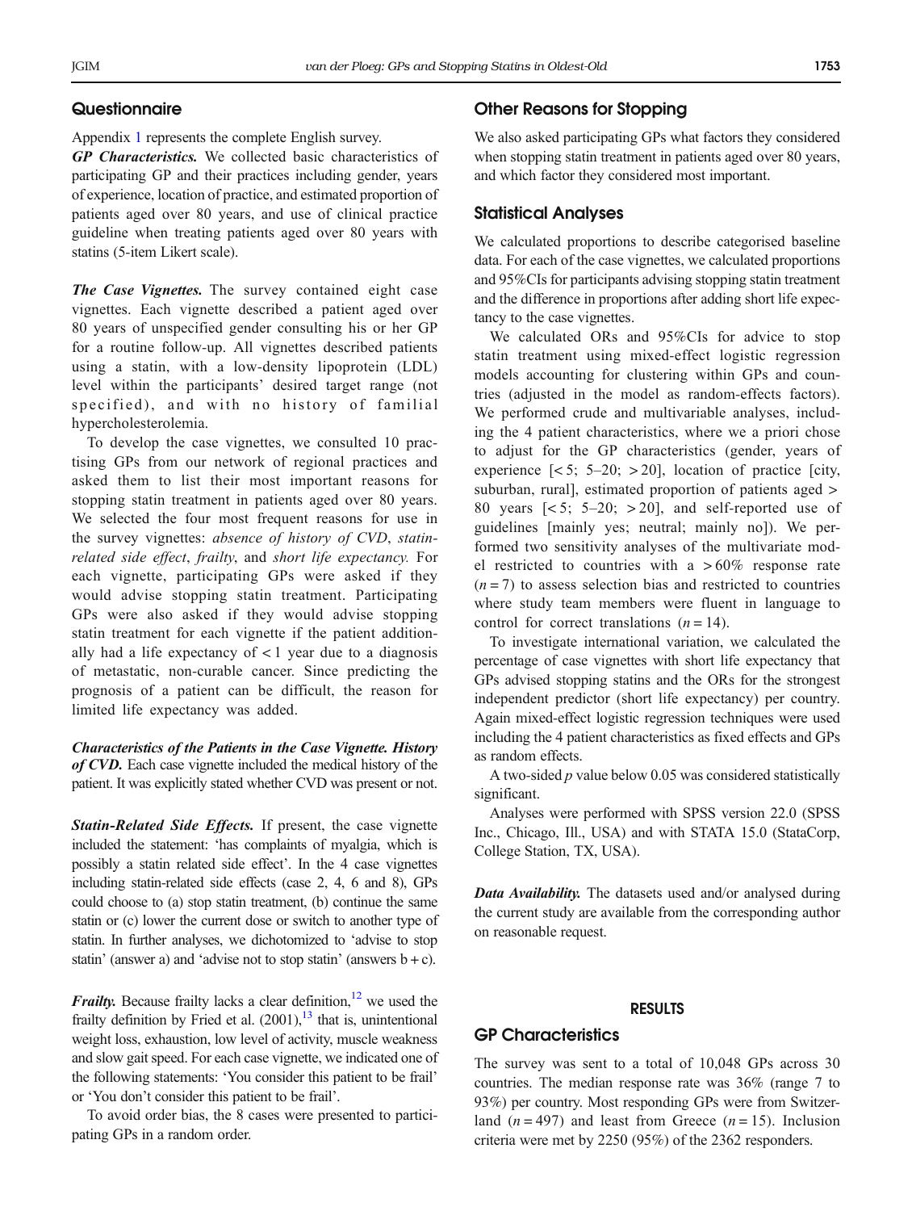## Questionnaire

Appendix 1 represents the complete English survey.

***GP Characteristics.*** We collected basic characteristics of participating GP and their practices including gender, years of experience, location of practice, and estimated proportion of patients aged over 80 years, and use of clinical practice guideline when treating patients aged over 80 years with statins (5-item Likert scale).

***The Case Vignettes.*** The survey contained eight case vignettes. Each vignette described a patient aged over 80 years of unspecified gender consulting his or her GP for a routine follow-up. All vignettes described patients using a statin, with a low-density lipoprotein (LDL) level within the participants' desired target range (not specified), and with no history of familial hypercholesterolemia.

To develop the case vignettes, we consulted 10 practising GPs from our network of regional practices and asked them to list their most important reasons for stopping statin treatment in patients aged over 80 years. We selected the four most frequent reasons for use in the survey vignettes: *absence of history of CVD*, *statin-related side effect*, *frailty*, and *short life expectancy.* For each vignette, participating GPs were asked if they would advise stopping statin treatment. Participating GPs were also asked if they would advise stopping statin treatment for each vignette if the patient additionally had a life expectancy of < 1 year due to a diagnosis of metastatic, non-curable cancer. Since predicting the prognosis of a patient can be difficult, the reason for limited life expectancy was added.

***Characteristics of the Patients in the Case Vignette. History of CVD.*** Each case vignette included the medical history of the patient. It was explicitly stated whether CVD was present or not.

***Statin-Related Side Effects.*** If present, the case vignette included the statement: 'has complaints of myalgia, which is possibly a statin related side effect'. In the 4 case vignettes including statin-related side effects (case 2, 4, 6 and 8), GPs could choose to (a) stop statin treatment, (b) continue the same statin or (c) lower the current dose or switch to another type of statin. In further analyses, we dichotomized to 'advise to stop statin' (answer a) and 'advise not to stop statin' (answers b + c).

***Frailty.*** Because frailty lacks a clear definition,[12] we used the frailty definition by Fried et al. (2001),[13] that is, unintentional weight loss, exhaustion, low level of activity, muscle weakness and slow gait speed. For each case vignette, we indicated one of the following statements: 'You consider this patient to be frail' or 'You don't consider this patient to be frail'.

To avoid order bias, the 8 cases were presented to participating GPs in a random order.

## Other Reasons for Stopping

We also asked participating GPs what factors they considered when stopping statin treatment in patients aged over 80 years, and which factor they considered most important.

## Statistical Analyses

We calculated proportions to describe categorised baseline data. For each of the case vignettes, we calculated proportions and 95%CIs for participants advising stopping statin treatment and the difference in proportions after adding short life expectancy to the case vignettes.

We calculated ORs and 95%CIs for advice to stop statin treatment using mixed-effect logistic regression models accounting for clustering within GPs and countries (adjusted in the model as random-effects factors). We performed crude and multivariable analyses, including the 4 patient characteristics, where we a priori chose to adjust for the GP characteristics (gender, years of experience [< 5; 5–20; > 20], location of practice [city, suburban, rural], estimated proportion of patients aged > 80 years [< 5; 5–20; > 20], and self-reported use of guidelines [mainly yes; neutral; mainly no]). We performed two sensitivity analyses of the multivariate model restricted to countries with a > 60% response rate ($n = 7$) to assess selection bias and restricted to countries where study team members were fluent in language to control for correct translations ($n = 14$).

To investigate international variation, we calculated the percentage of case vignettes with short life expectancy that GPs advised stopping statins and the ORs for the strongest independent predictor (short life expectancy) per country. Again mixed-effect logistic regression techniques were used including the 4 patient characteristics as fixed effects and GPs as random effects.

A two-sided $p$ value below 0.05 was considered statistically significant.

Analyses were performed with SPSS version 22.0 (SPSS Inc., Chicago, Ill., USA) and with STATA 15.0 (StataCorp, College Station, TX, USA).

***Data Availability.*** The datasets used and/or analysed during the current study are available from the corresponding author on reasonable request.

# RESULTS

## GP Characteristics

The survey was sent to a total of 10,048 GPs across 30 countries. The median response rate was 36% (range 7 to 93%) per country. Most responding GPs were from Switzerland ($n = 497$) and least from Greece ($n = 15$). Inclusion criteria were met by 2250 (95%) of the 2362 responders.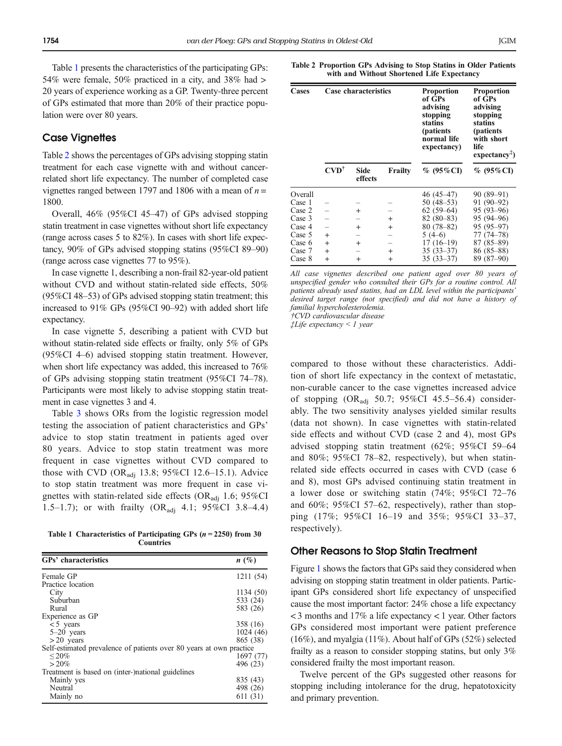Table 1 presents the characteristics of the participating GPs: 54% were female, 50% practiced in a city, and 38% had > 20 years of experience working as a GP. Twenty-three percent of GPs estimated that more than 20% of their practice population were over 80 years.

## Case Vignettes

Table 2 shows the percentages of GPs advising stopping statin treatment for each case vignette with and without cancer-related short life expectancy. The number of completed case vignettes ranged between 1797 and 1806 with a mean of $n$ = 1800.

Overall, 46% (95%CI 45–47) of GPs advised stopping statin treatment in case vignettes without short life expectancy (range across cases 5 to 82%). In cases with short life expectancy, 90% of GPs advised stopping statins (95%CI 89–90) (range across case vignettes 77 to 95%).

In case vignette 1, describing a non-frail 82-year-old patient without CVD and without statin-related side effects, 50% (95%CI 48–53) of GPs advised stopping statin treatment; this increased to 91% GPs (95%CI 90–92) with added short life expectancy.

In case vignette 5, describing a patient with CVD but without statin-related side effects or frailty, only 5% of GPs (95%CI 4–6) advised stopping statin treatment. However, when short life expectancy was added, this increased to 76% of GPs advising stopping statin treatment (95%CI 74–78). Participants were most likely to advise stopping statin treatment in case vignettes 3 and 4.

Table 3 shows ORs from the logistic regression model testing the association of patient characteristics and GPs' advice to stop statin treatment in patients aged over 80 years. Advice to stop statin treatment was more frequent in case vignettes without CVD compared to those with CVD ($OR_{adj}$ 13.8; 95%CI 12.6–15.1). Advice to stop statin treatment was more frequent in case vignettes with statin-related side effects ($OR_{adj}$ 1.6; 95%CI 1.5–1.7); or with frailty ($OR_{adj}$ 4.1; 95%CI 3.8–4.4) compared to those without these characteristics. Addition of short life expectancy in the context of metastatic, non-curable cancer to the case vignettes increased advice of stopping ($OR_{adj}$ 50.7; 95%CI 45.5–56.4) considerably. The two sensitivity analyses yielded similar results (data not shown). In case vignettes with statin-related side effects and without CVD (case 2 and 4), most GPs advised stopping statin treatment (62%; 95%CI 59–64 and 80%; 95%CI 78–82, respectively), but when statin-related side effects occurred in cases with CVD (case 6 and 8), most GPs advised continuing statin treatment in a lower dose or switching statin (74%; 95%CI 72–76 and 60%; 95%CI 57–62, respectively), rather than stopping (17%; 95%CI 16–19 and 35%; 95%CI 33–37, respectively).

**Table 1 Characteristics of Participating GPs ($n$ = 2250) from 30 Countries**

| GPs' characteristics | n (%) |
|---|---|
| Female GP | 1211 (54) |
| Practice location | |
| City | 1134 (50) |
| Suburban | 533 (24) |
| Rural | 583 (26) |
| Experience as GP | |
| < 5 years | 358 (16) |
| 5–20 years | 1024 (46) |
| > 20 years | 865 (38) |
| Self-estimated prevalence of patients over 80 years at own practice | |
| ≤ 20% | 1697 (77) |
| > 20% | 496 (23) |
| Treatment is based on (inter-)national guidelines | |
| Mainly yes | 835 (43) |
| Neutral | 498 (26) |
| Mainly no | 611 (31) |

**Table 2 Proportion GPs Advising to Stop Statins in Older Patients with and Without Shortened Life Expectancy**

| Cases | Case characteristics | | | Proportion of GPs advising stopping statins (patients normal life expectancy) | Proportion of GPs advising stopping statins (patients with short life expectancy[‡]) |
|---|---|---|---|---|---|
| | CVD[†] | Side effects | Frailty | % (95%CI) | % (95%CI) |
| Overall | | | | 46 (45–47) | 90 (89–91) |
| Case 1 | – | – | – | 50 (48–53) | 91 (90–92) |
| Case 2 | – | + | – | 62 (59–64) | 95 (93–96) |
| Case 3 | – | – | + | 82 (80–83) | 95 (94–96) |
| Case 4 | – | + | + | 80 (78–82) | 95 (95–97) |
| Case 5 | + | – | – | 5 (4–6) | 77 (74–78) |
| Case 6 | + | + | – | 17 (16–19) | 87 (85–89) |
| Case 7 | + | – | + | 35 (33–37) | 86 (85–88) |
| Case 8 | + | + | + | 35 (33–37) | 89 (87–90) |

*All case vignettes described one patient aged over 80 years of unspecified gender who consulted their GPs for a routine control. All patients already used statins, had an LDL level within the participants' desired target range (not specified) and did not have a history of familial hypercholesterolemia.*
*†CVD cardiovascular disease*
*‡Life expectancy < 1 year*

## Other Reasons to Stop Statin Treatment

Figure 1 shows the factors that GPs said they considered when advising on stopping statin treatment in older patients. Participant GPs considered short life expectancy of unspecified cause the most important factor: 24% chose a life expectancy < 3 months and 17% a life expectancy < 1 year. Other factors GPs considered most important were patient preference (16%), and myalgia (11%). About half of GPs (52%) selected frailty as a reason to consider stopping statins, but only 3% considered frailty the most important reason.

Twelve percent of the GPs suggested other reasons for stopping including intolerance for the drug, hepatotoxicity and primary prevention.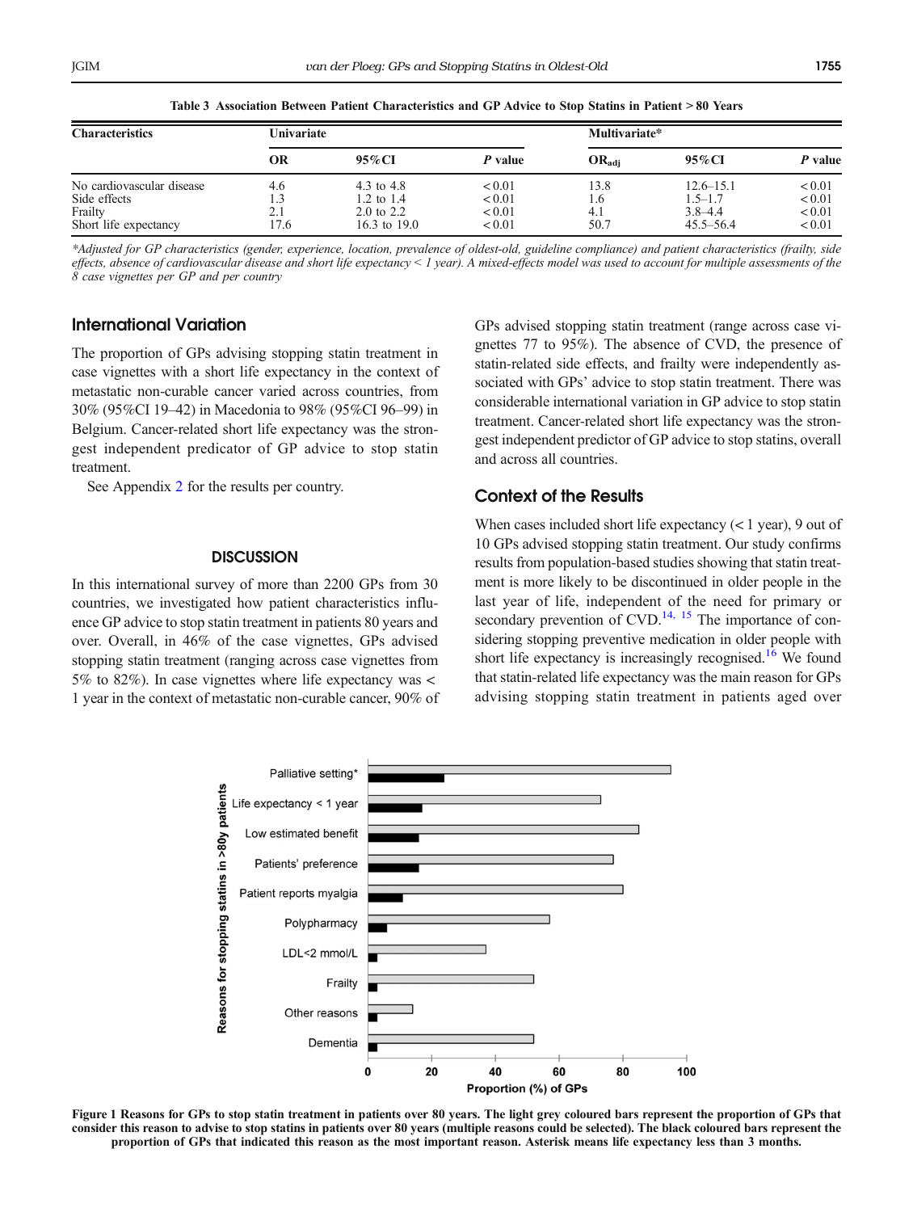**Table 3 Association Between Patient Characteristics and GP Advice to Stop Statins in Patient > 80 Years**

| Characteristics | Univariate | | | Multivariate* | | |
|---|---|---|---|---|---|---|
| | OR | 95%CI | *P* value | $OR_{adj}$ | 95%CI | *P* value |
| No cardiovascular disease | 4.6 | 4.3 to 4.8 | < 0.01 | 13.8 | 12.6–15.1 | < 0.01 |
| Side effects | 1.3 | 1.2 to 1.4 | < 0.01 | 1.6 | 1.5–1.7 | < 0.01 |
| Frailty | 2.1 | 2.0 to 2.2 | < 0.01 | 4.1 | 3.8–4.4 | < 0.01 |
| Short life expectancy | 17.6 | 16.3 to 19.0 | < 0.01 | 50.7 | 45.5–56.4 | < 0.01 |

*Adjusted for GP characteristics (gender, experience, location, prevalence of oldest-old, guideline compliance) and patient characteristics (frailty, side effects, absence of cardiovascular disease and short life expectancy < 1 year). A mixed-effects model was used to account for multiple assessments of the 8 case vignettes per GP and per country*

## International Variation

The proportion of GPs advising stopping statin treatment in case vignettes with a short life expectancy in the context of metastatic non-curable cancer varied across countries, from 30% (95%CI 19–42) in Macedonia to 98% (95%CI 96–99) in Belgium. Cancer-related short life expectancy was the strongest independent predictor of GP advice to stop statin treatment.

See Appendix 2 for the results per country.

## DISCUSSION

In this international survey of more than 2200 GPs from 30 countries, we investigated how patient characteristics influence GP advice to stop statin treatment in patients 80 years and over. Overall, in 46% of the case vignettes, GPs advised stopping statin treatment (ranging across case vignettes from 5% to 82%). In case vignettes where life expectancy was < 1 year in the context of metastatic non-curable cancer, 90% of GPs advised stopping statin treatment (range across case vignettes 77 to 95%). The absence of CVD, the presence of statin-related side effects, and frailty were independently associated with GPs' advice to stop statin treatment. There was considerable international variation in GP advice to stop statin treatment. Cancer-related short life expectancy was the strongest independent predictor of GP advice to stop statins, overall and across all countries.

## Context of the Results

When cases included short life expectancy (< 1 year), 9 out of 10 GPs advised stopping statin treatment. Our study confirms results from population-based studies showing that statin treatment is more likely to be discontinued in older people in the last year of life, independent of the need for primary or secondary prevention of CVD.[14, 15] The importance of considering stopping preventive medication in older people with short life expectancy is increasingly recognised.[16] We found that statin-related life expectancy was the main reason for GPs advising stopping statin treatment in patients aged over

**Figure 1 Reasons for GPs to stop statin treatment in patients over 80 years. The light grey coloured bars represent the proportion of GPs that consider this reason to advise to stop statins in patients over 80 years (multiple reasons could be selected). The black coloured bars represent the proportion of GPs that indicated this reason as the most important reason. Asterisk means life expectancy less than 3 months.**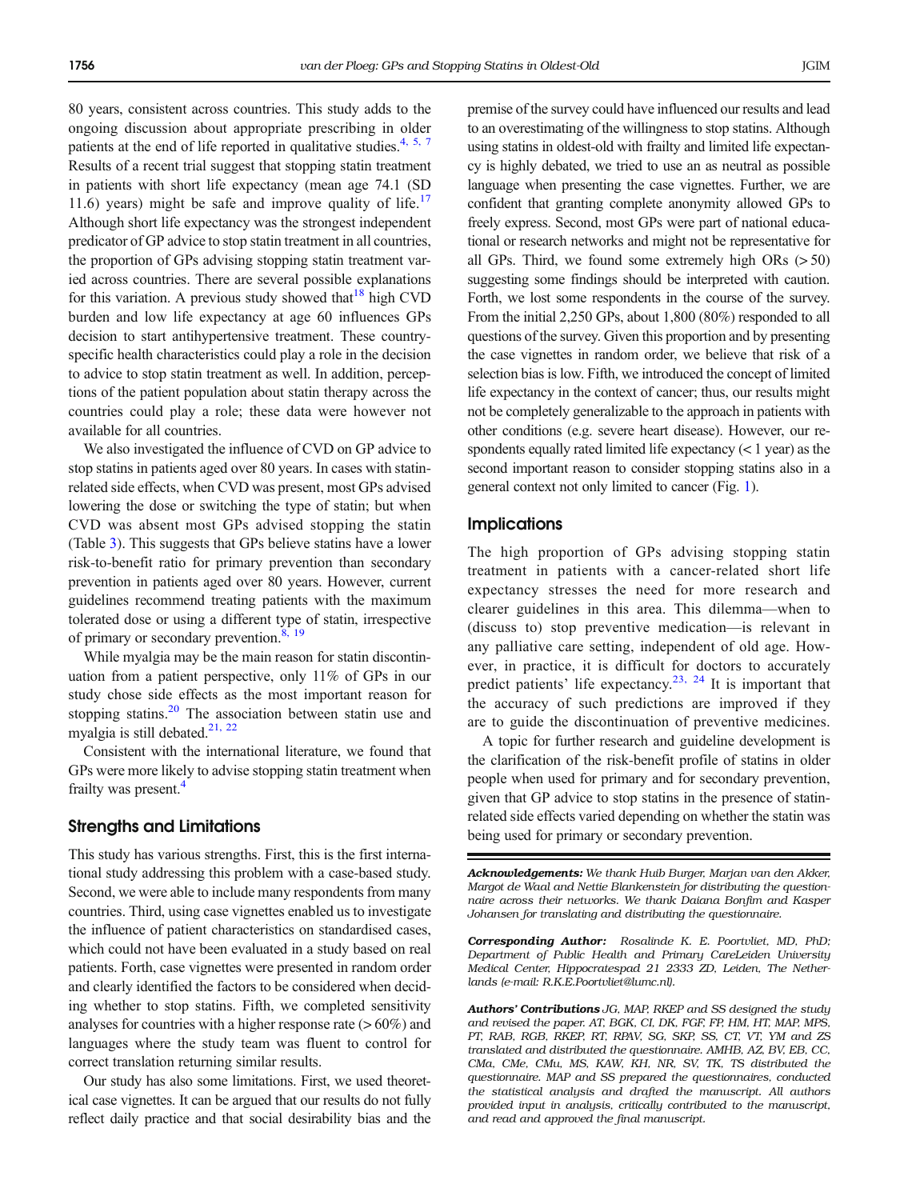80 years, consistent across countries. This study adds to the ongoing discussion about appropriate prescribing in older patients at the end of life reported in qualitative studies.[4, 5, 7] Results of a recent trial suggest that stopping statin treatment in patients with short life expectancy (mean age 74.1 (SD 11.6) years) might be safe and improve quality of life.[17] Although short life expectancy was the strongest independent predicator of GP advice to stop statin treatment in all countries, the proportion of GPs advising stopping statin treatment varied across countries. There are several possible explanations for this variation. A previous study showed that[18] high CVD burden and low life expectancy at age 60 influences GPs decision to start antihypertensive treatment. These country-specific health characteristics could play a role in the decision to advice to stop statin treatment as well. In addition, perceptions of the patient population about statin therapy across the countries could play a role; these data were however not available for all countries.

We also investigated the influence of CVD on GP advice to stop statins in patients aged over 80 years. In cases with statin-related side effects, when CVD was present, most GPs advised lowering the dose or switching the type of statin; but when CVD was absent most GPs advised stopping the statin (Table 3). This suggests that GPs believe statins have a lower risk-to-benefit ratio for primary prevention than secondary prevention in patients aged over 80 years. However, current guidelines recommend treating patients with the maximum tolerated dose or using a different type of statin, irrespective of primary or secondary prevention.[8, 19]

While myalgia may be the main reason for statin discontinuation from a patient perspective, only 11% of GPs in our study chose side effects as the most important reason for stopping statins.[20] The association between statin use and myalgia is still debated.[21, 22]

Consistent with the international literature, we found that GPs were more likely to advise stopping statin treatment when frailty was present.[4]

## Strengths and Limitations

This study has various strengths. First, this is the first international study addressing this problem with a case-based study. Second, we were able to include many respondents from many countries. Third, using case vignettes enabled us to investigate the influence of patient characteristics on standardised cases, which could not have been evaluated in a study based on real patients. Forth, case vignettes were presented in random order and clearly identified the factors to be considered when deciding whether to stop statins. Fifth, we completed sensitivity analyses for countries with a higher response rate (> 60%) and languages where the study team was fluent to control for correct translation returning similar results.

Our study has also some limitations. First, we used theoretical case vignettes. It can be argued that our results do not fully reflect daily practice and that social desirability bias and the premise of the survey could have influenced our results and lead to an overestimating of the willingness to stop statins. Although using statins in oldest-old with frailty and limited life expectancy is highly debated, we tried to use an as neutral as possible language when presenting the case vignettes. Further, we are confident that granting complete anonymity allowed GPs to freely express. Second, most GPs were part of national educational or research networks and might not be representative for all GPs. Third, we found some extremely high ORs (> 50) suggesting some findings should be interpreted with caution. Forth, we lost some respondents in the course of the survey. From the initial 2,250 GPs, about 1,800 (80%) responded to all questions of the survey. Given this proportion and by presenting the case vignettes in random order, we believe that risk of a selection bias is low. Fifth, we introduced the concept of limited life expectancy in the context of cancer; thus, our results might not be completely generalizable to the approach in patients with other conditions (e.g. severe heart disease). However, our respondents equally rated limited life expectancy (< 1 year) as the second important reason to consider stopping statins also in a general context not only limited to cancer (Fig. 1).

## Implications

The high proportion of GPs advising stopping statin treatment in patients with a cancer-related short life expectancy stresses the need for more research and clearer guidelines in this area. This dilemma—when to (discuss to) stop preventive medication—is relevant in any palliative care setting, independent of old age. However, in practice, it is difficult for doctors to accurately predict patients' life expectancy.[23, 24] It is important that the accuracy of such predictions are improved if they are to guide the discontinuation of preventive medicines.

A topic for further research and guideline development is the clarification of the risk-benefit profile of statins in older people when used for primary and for secondary prevention, given that GP advice to stop statins in the presence of statin-related side effects varied depending on whether the statin was being used for primary or secondary prevention.

***Acknowledgements:*** *We thank Huib Burger, Marjan van den Akker, Margot de Waal and Nettie Blankenstein for distributing the questionnaire across their networks. We thank Daiana Bonfim and Kasper Johansen for translating and distributing the questionnaire.*

***Corresponding Author:*** *Rosalinde K. E. Poortvliet, MD, PhD; Department of Public Health and Primary CareLeiden University Medical Center, Hippocratespad 21 2333 ZD, Leiden, The Netherlands (e-mail: R.K.E.Poortvliet@lumc.nl).*

***Authors' Contributions*** *JG, MAP, RKEP and SS designed the study and revised the paper. AT, BGK, CI, DK, FGF, FP, HM, HT, MAP, MPS, PT, RAB, RGB, RKEP, RT, RPAV, SG, SKP, SS, CT, VT, YM and ZS translated and distributed the questionnaire. AMHB, AZ, BV, EB, CC, CMa, CMe, CMu, MS, KAW, KH, NR, SV, TK, TS distributed the questionnaire. MAP and SS prepared the questionnaires, conducted the statistical analysis and drafted the manuscript. All authors provided input in analysis, critically contributed to the manuscript, and read and approved the final manuscript.*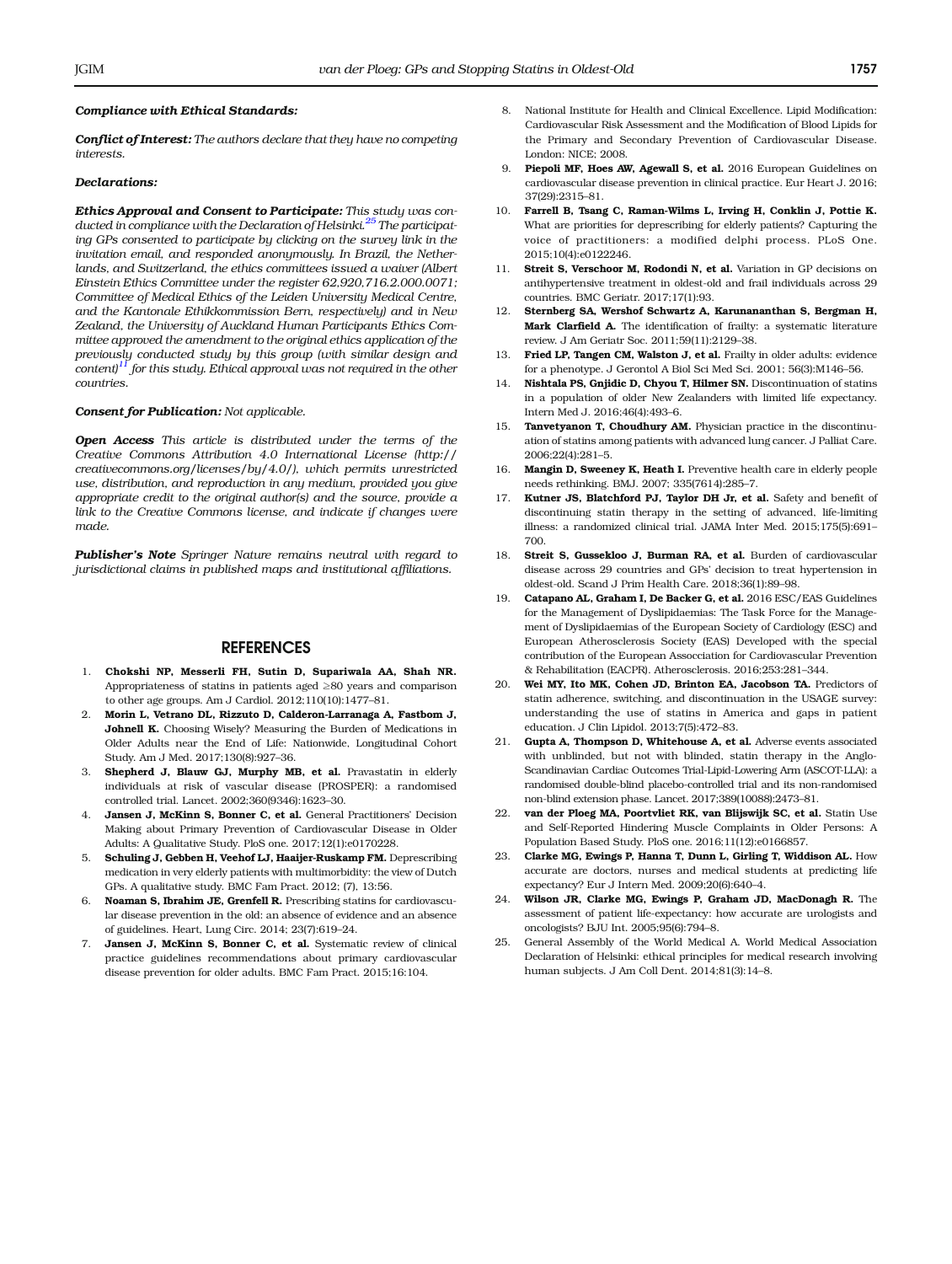***Compliance with Ethical Standards:***

***Conflict of Interest:*** *The authors declare that they have no competing interests.*

***Declarations:***

***Ethics Approval and Consent to Participate:*** *This study was conducted in compliance with the Declaration of Helsinki.[25] The participating GPs consented to participate by clicking on the survey link in the invitation email, and responded anonymously. In Brazil, the Netherlands, and Switzerland, the ethics committees issued a waiver (Albert Einstein Ethics Committee under the register 62,920,716.2.000.0071; Committee of Medical Ethics of the Leiden University Medical Centre, and the Kantonale Ethikkommission Bern, respectively) and in New Zealand, the University of Auckland Human Participants Ethics Committee approved the amendment to the original ethics application of the previously conducted study by this group (with similar design and content)[11] for this study. Ethical approval was not required in the other countries.*

***Consent for Publication:*** *Not applicable.*

***Open Access*** *This article is distributed under the terms of the Creative Commons Attribution 4.0 International License (http://creativecommons.org/licenses/by/4.0/), which permits unrestricted use, distribution, and reproduction in any medium, provided you give appropriate credit to the original author(s) and the source, provide a link to the Creative Commons license, and indicate if changes were made.*

***Publisher's Note*** *Springer Nature remains neutral with regard to jurisdictional claims in published maps and institutional affiliations.*

## REFERENCES

1. **Chokshi NP, Messerli FH, Sutin D, Supariwala AA, Shah NR.** Appropriateness of statins in patients aged ≥80 years and comparison to other age groups. Am J Cardiol. 2012;110(10):1477–81.
2. **Morin L, Vetrano DL, Rizzuto D, Calderon-Larranaga A, Fastbom J, Johnell K.** Choosing Wisely? Measuring the Burden of Medications in Older Adults near the End of Life: Nationwide, Longitudinal Cohort Study. Am J Med. 2017;130(8):927–36.
3. **Shepherd J, Blauw GJ, Murphy MB, et al.** Pravastatin in elderly individuals at risk of vascular disease (PROSPER): a randomised controlled trial. Lancet. 2002;360(9346):1623–30.
4. **Jansen J, McKinn S, Bonner C, et al.** General Practitioners' Decision Making about Primary Prevention of Cardiovascular Disease in Older Adults: A Qualitative Study. PloS one. 2017;12(1):e0170228.
5. **Schuling J, Gebben H, Veehof LJ, Haaijer-Ruskamp FM.** Deprescribing medication in very elderly patients with multimorbidity: the view of Dutch GPs. A qualitative study. BMC Fam Pract. 2012; (7), 13:56.
6. **Noaman S, Ibrahim JE, Grenfell R.** Prescribing statins for cardiovascular disease prevention in the old: an absence of evidence and an absence of guidelines. Heart, Lung Circ. 2014; 23(7):619–24.
7. **Jansen J, McKinn S, Bonner C, et al.** Systematic review of clinical practice guidelines recommendations about primary cardiovascular disease prevention for older adults. BMC Fam Pract. 2015;16:104.
8. National Institute for Health and Clinical Excellence. Lipid Modification: Cardiovascular Risk Assessment and the Modification of Blood Lipids for the Primary and Secondary Prevention of Cardiovascular Disease. London: NICE; 2008.
9. **Piepoli MF, Hoes AW, Agewall S, et al.** 2016 European Guidelines on cardiovascular disease prevention in clinical practice. Eur Heart J. 2016; 37(29):2315–81.
10. **Farrell B, Tsang C, Raman-Wilms L, Irving H, Conklin J, Pottie K.** What are priorities for deprescribing for elderly patients? Capturing the voice of practitioners: a modified delphi process. PLoS One. 2015;10(4):e0122246.
11. **Streit S, Verschoor M, Rodondi N, et al.** Variation in GP decisions on antihypertensive treatment in oldest-old and frail individuals across 29 countries. BMC Geriatr. 2017;17(1):93.
12. **Sternberg SA, Wershof Schwartz A, Karunananthan S, Bergman H, Mark Clarfield A.** The identification of frailty: a systematic literature review. J Am Geriatr Soc. 2011;59(11):2129–38.
13. **Fried LP, Tangen CM, Walston J, et al.** Frailty in older adults: evidence for a phenotype. J Gerontol A Biol Sci Med Sci. 2001; 56(3):M146–56.
14. **Nishtala PS, Gnjidic D, Chyou T, Hilmer SN.** Discontinuation of statins in a population of older New Zealanders with limited life expectancy. Intern Med J. 2016;46(4):493–6.
15. **Tanvetyanon T, Choudhury AM.** Physician practice in the discontinuation of statins among patients with advanced lung cancer. J Palliat Care. 2006;22(4):281–5.
16. **Mangin D, Sweeney K, Heath I.** Preventive health care in elderly people needs rethinking. BMJ. 2007; 335(7614):285–7.
17. **Kutner JS, Blatchford PJ, Taylor DH Jr, et al.** Safety and benefit of discontinuing statin therapy in the setting of advanced, life-limiting illness: a randomized clinical trial. JAMA Inter Med. 2015;175(5):691–700.
18. **Streit S, Gussekloo J, Burman RA, et al.** Burden of cardiovascular disease across 29 countries and GPs' decision to treat hypertension in oldest-old. Scand J Prim Health Care. 2018;36(1):89–98.
19. **Catapano AL, Graham I, De Backer G, et al.** 2016 ESC/EAS Guidelines for the Management of Dyslipidaemias: The Task Force for the Management of Dyslipidaemias of the European Society of Cardiology (ESC) and European Atherosclerosis Society (EAS) Developed with the special contribution of the European Assocciation for Cardiovascular Prevention & Rehabilitation (EACPR). Atherosclerosis. 2016;253:281–344.
20. **Wei MY, Ito MK, Cohen JD, Brinton EA, Jacobson TA.** Predictors of statin adherence, switching, and discontinuation in the USAGE survey: understanding the use of statins in America and gaps in patient education. J Clin Lipidol. 2013;7(5):472–83.
21. **Gupta A, Thompson D, Whitehouse A, et al.** Adverse events associated with unblinded, but not with blinded, statin therapy in the Anglo-Scandinavian Cardiac Outcomes Trial-Lipid-Lowering Arm (ASCOT-LLA): a randomised double-blind placebo-controlled trial and its non-randomised non-blind extension phase. Lancet. 2017;389(10088):2473–81.
22. **van der Ploeg MA, Poortvliet RK, van Blijswijk SC, et al.** Statin Use and Self-Reported Hindering Muscle Complaints in Older Persons: A Population Based Study. PloS one. 2016;11(12):e0166857.
23. **Clarke MG, Ewings P, Hanna T, Dunn L, Girling T, Widdison AL.** How accurate are doctors, nurses and medical students at predicting life expectancy? Eur J Intern Med. 2009;20(6):640–4.
24. **Wilson JR, Clarke MG, Ewings P, Graham JD, MacDonagh R.** The assessment of patient life-expectancy: how accurate are urologists and oncologists? BJU Int. 2005;95(6):794–8.
25. General Assembly of the World Medical A. World Medical Association Declaration of Helsinki: ethical principles for medical research involving human subjects. J Am Coll Dent. 2014;81(3):14–8.